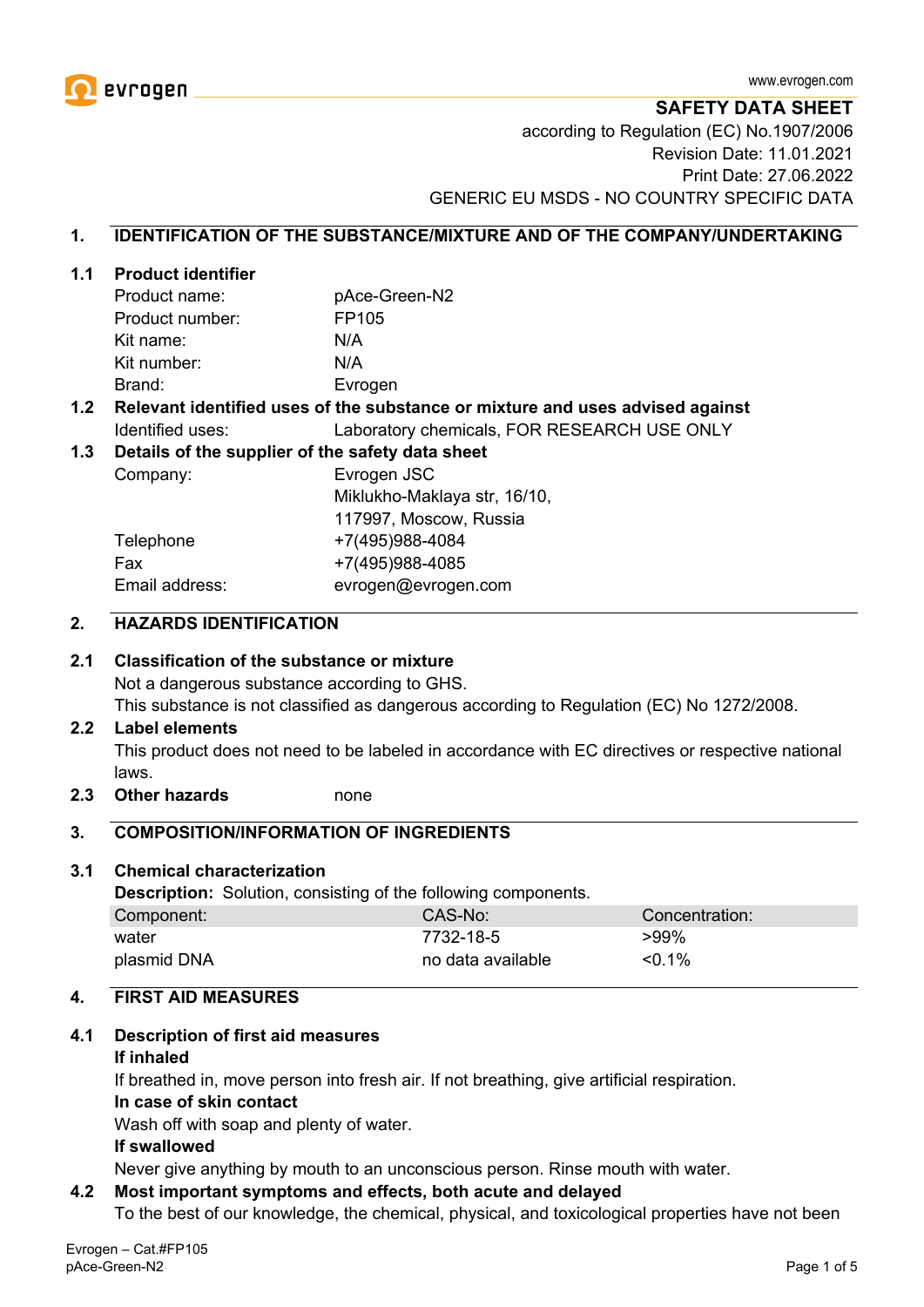www.evrogen.com

# SAFETY DATA SHEET

according to Regulation (EC) No.1907/2006
Revision Date: 11.01.2021
Print Date: 27.06.2022
GENERIC EU MSDS - NO COUNTRY SPECIFIC DATA

## 1. IDENTIFICATION OF THE SUBSTANCE/MIXTURE AND OF THE COMPANY/UNDERTAKING

### 1.1 Product identifier

| | |
|---|---|
| Product name: | pAce-Green-N2 |
| Product number: | FP105 |
| Kit name: | N/A |
| Kit number: | N/A |
| Brand: | Evrogen |

### 1.2 Relevant identified uses of the substance or mixture and uses advised against

Identified uses: Laboratory chemicals, FOR RESEARCH USE ONLY

### 1.3 Details of the supplier of the safety data sheet

| | |
|---|---|
| Company: | Evrogen JSC<br>Miklukho-Maklaya str, 16/10,<br>117997, Moscow, Russia |
| Telephone | +7(495)988-4084 |
| Fax | +7(495)988-4085 |
| Email address: | evrogen@evrogen.com |

## 2. HAZARDS IDENTIFICATION

### 2.1 Classification of the substance or mixture

Not a dangerous substance according to GHS.
This substance is not classified as dangerous according to Regulation (EC) No 1272/2008.

### 2.2 Label elements

This product does not need to be labeled in accordance with EC directives or respective national laws.

### 2.3 Other hazards

none

## 3. COMPOSITION/INFORMATION OF INGREDIENTS

### 3.1 Chemical characterization

**Description:** Solution, consisting of the following components.

| Component: | CAS-No: | Concentration: |
|---|---|---|
| water | 7732-18-5 | >99% |
| plasmid DNA | no data available | <0.1% |

## 4. FIRST AID MEASURES

### 4.1 Description of first aid measures

**If inhaled**
If breathed in, move person into fresh air. If not breathing, give artificial respiration.

**In case of skin contact**
Wash off with soap and plenty of water.

**If swallowed**
Never give anything by mouth to an unconscious person. Rinse mouth with water.

### 4.2 Most important symptoms and effects, both acute and delayed

To the best of our knowledge, the chemical, physical, and toxicological properties have not been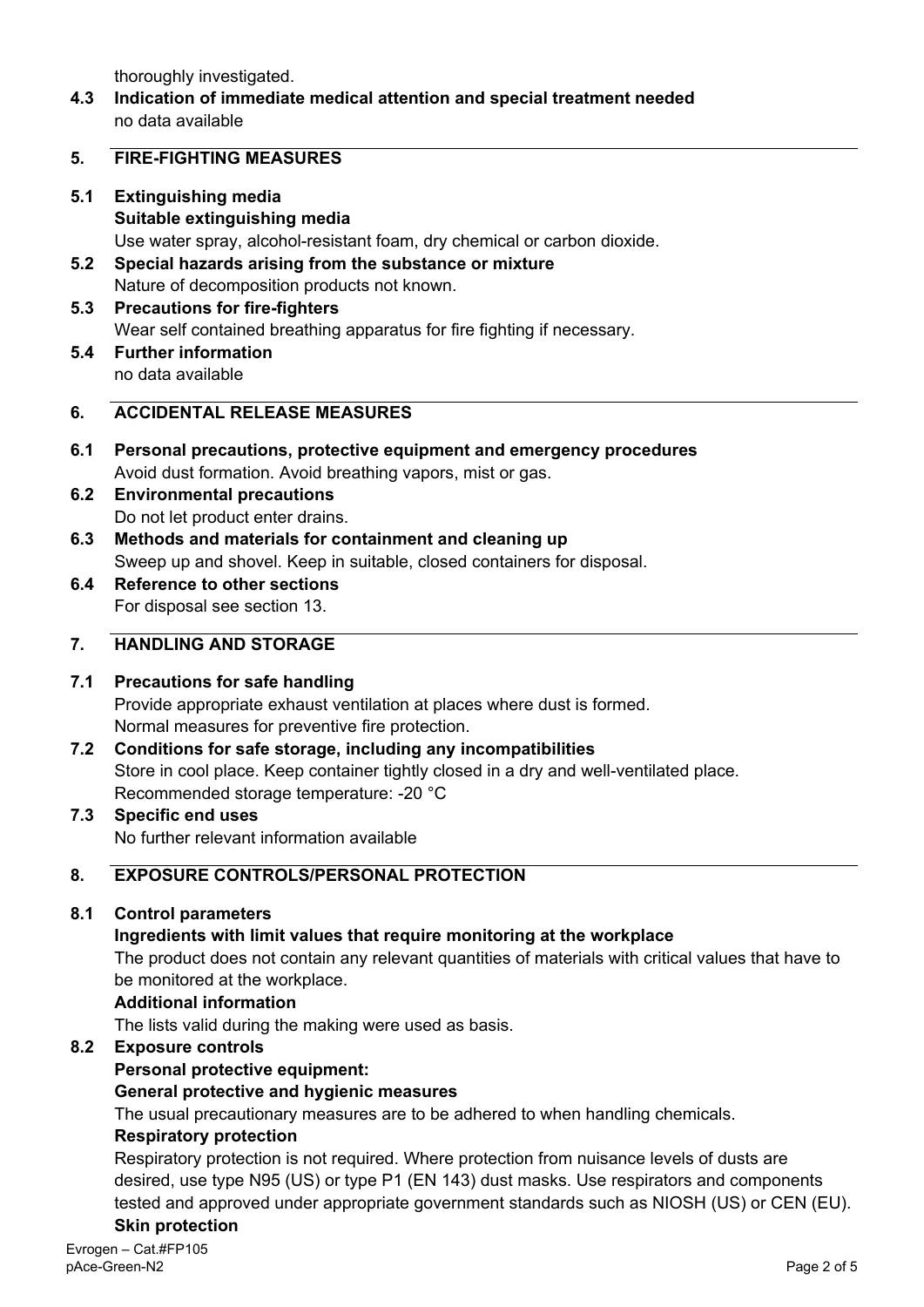thoroughly investigated.

**4.3 Indication of immediate medical attention and special treatment needed**

no data available

## 5. FIRE-FIGHTING MEASURES

**5.1 Extinguishing media**

**Suitable extinguishing media**

Use water spray, alcohol-resistant foam, dry chemical or carbon dioxide.

**5.2 Special hazards arising from the substance or mixture**

Nature of decomposition products not known.

**5.3 Precautions for fire-fighters**

Wear self contained breathing apparatus for fire fighting if necessary.

**5.4 Further information**

no data available

## 6. ACCIDENTAL RELEASE MEASURES

**6.1 Personal precautions, protective equipment and emergency procedures**

Avoid dust formation. Avoid breathing vapors, mist or gas.

**6.2 Environmental precautions**

Do not let product enter drains.

**6.3 Methods and materials for containment and cleaning up**

Sweep up and shovel. Keep in suitable, closed containers for disposal.

**6.4 Reference to other sections**

For disposal see section 13.

## 7. HANDLING AND STORAGE

**7.1 Precautions for safe handling**

Provide appropriate exhaust ventilation at places where dust is formed.
Normal measures for preventive fire protection.

**7.2 Conditions for safe storage, including any incompatibilities**

Store in cool place. Keep container tightly closed in a dry and well-ventilated place.
Recommended storage temperature: -20 °C

**7.3 Specific end uses**

No further relevant information available

## 8. EXPOSURE CONTROLS/PERSONAL PROTECTION

**8.1 Control parameters**

**Ingredients with limit values that require monitoring at the workplace**

The product does not contain any relevant quantities of materials with critical values that have to be monitored at the workplace.

**Additional information**

The lists valid during the making were used as basis.

**8.2 Exposure controls**

**Personal protective equipment:**

**General protective and hygienic measures**

The usual precautionary measures are to be adhered to when handling chemicals.

**Respiratory protection**

Respiratory protection is not required. Where protection from nuisance levels of dusts are desired, use type N95 (US) or type P1 (EN 143) dust masks. Use respirators and components tested and approved under appropriate government standards such as NIOSH (US) or CEN (EU).

**Skin protection**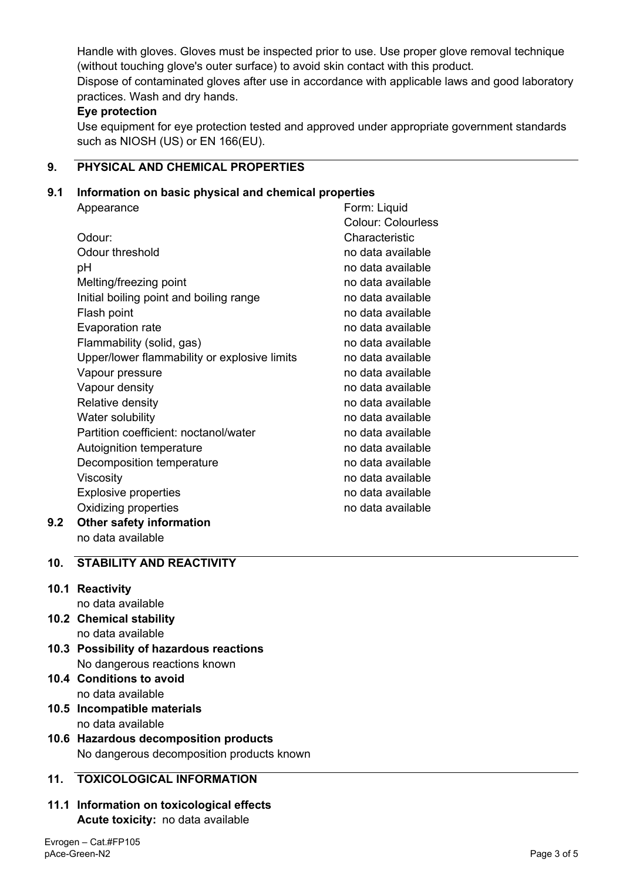Handle with gloves. Gloves must be inspected prior to use. Use proper glove removal technique (without touching glove's outer surface) to avoid skin contact with this product.
Dispose of contaminated gloves after use in accordance with applicable laws and good laboratory practices. Wash and dry hands.

**Eye protection**

Use equipment for eye protection tested and approved under appropriate government standards such as NIOSH (US) or EN 166(EU).

## 9. PHYSICAL AND CHEMICAL PROPERTIES

### 9.1 Information on basic physical and chemical properties

| | |
|---|---|
| Appearance | Form: Liquid<br>Colour: Colourless |
| Odour: | Characteristic |
| Odour threshold | no data available |
| pH | no data available |
| Melting/freezing point | no data available |
| Initial boiling point and boiling range | no data available |
| Flash point | no data available |
| Evaporation rate | no data available |
| Flammability (solid, gas) | no data available |
| Upper/lower flammability or explosive limits | no data available |
| Vapour pressure | no data available |
| Vapour density | no data available |
| Relative density | no data available |
| Water solubility | no data available |
| Partition coefficient: noctanol/water | no data available |
| Autoignition temperature | no data available |
| Decomposition temperature | no data available |
| Viscosity | no data available |
| Explosive properties | no data available |
| Oxidizing properties | no data available |

### 9.2 Other safety information

no data available

## 10. STABILITY AND REACTIVITY

### 10.1 Reactivity

no data available

### 10.2 Chemical stability

no data available

### 10.3 Possibility of hazardous reactions

No dangerous reactions known

### 10.4 Conditions to avoid

no data available

### 10.5 Incompatible materials

no data available

### 10.6 Hazardous decomposition products

No dangerous decomposition products known

## 11. TOXICOLOGICAL INFORMATION

### 11.1 Information on toxicological effects

**Acute toxicity:** no data available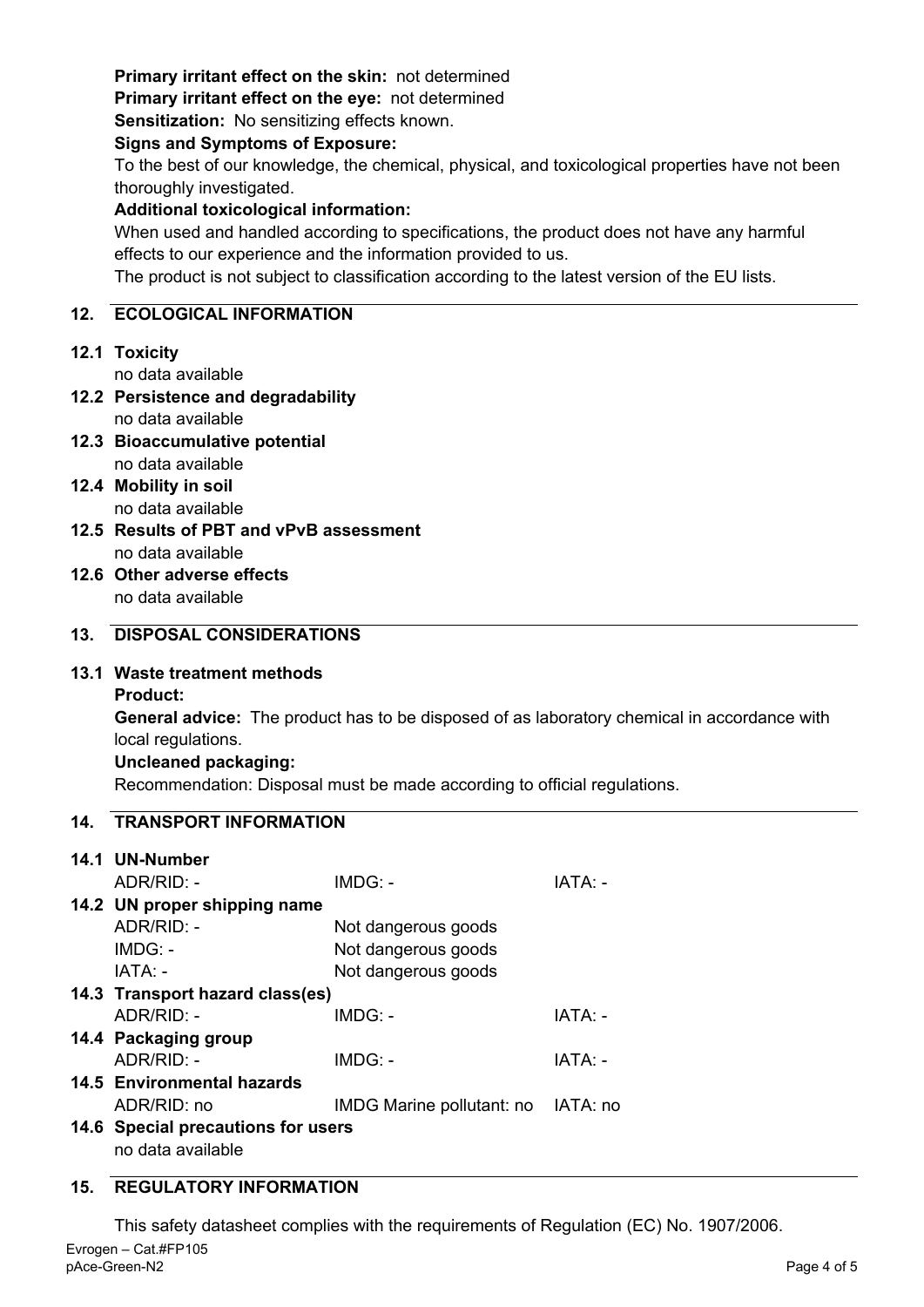**Primary irritant effect on the skin:** not determined
**Primary irritant effect on the eye:** not determined
**Sensitization:** No sensitizing effects known.
**Signs and Symptoms of Exposure:**
To the best of our knowledge, the chemical, physical, and toxicological properties have not been thoroughly investigated.
**Additional toxicological information:**
When used and handled according to specifications, the product does not have any harmful effects to our experience and the information provided to us.
The product is not subject to classification according to the latest version of the EU lists.

## 12. ECOLOGICAL INFORMATION

**12.1 Toxicity**
no data available

**12.2 Persistence and degradability**
no data available

**12.3 Bioaccumulative potential**
no data available

**12.4 Mobility in soil**
no data available

**12.5 Results of PBT and vPvB assessment**
no data available

**12.6 Other adverse effects**
no data available

## 13. DISPOSAL CONSIDERATIONS

**13.1 Waste treatment methods**

**Product:**

**General advice:** The product has to be disposed of as laboratory chemical in accordance with local regulations.

**Uncleaned packaging:**

Recommendation: Disposal must be made according to official regulations.

## 14. TRANSPORT INFORMATION

**14.1 UN-Number**

| ADR/RID: - | IMDG: - | IATA: - |
|---|---|---|

**14.2 UN proper shipping name**

| | |
|---|---|
| ADR/RID: - | Not dangerous goods |
| IMDG: - | Not dangerous goods |
| IATA: - | Not dangerous goods |

**14.3 Transport hazard class(es)**

| ADR/RID: - | IMDG: - | IATA: - |
|---|---|---|

**14.4 Packaging group**

| ADR/RID: - | IMDG: - | IATA: - |
|---|---|---|

**14.5 Environmental hazards**

| ADR/RID: no | IMDG Marine pollutant: no | IATA: no |
|---|---|---|

**14.6 Special precautions for users**
no data available

## 15. REGULATORY INFORMATION

This safety datasheet complies with the requirements of Regulation (EC) No. 1907/2006.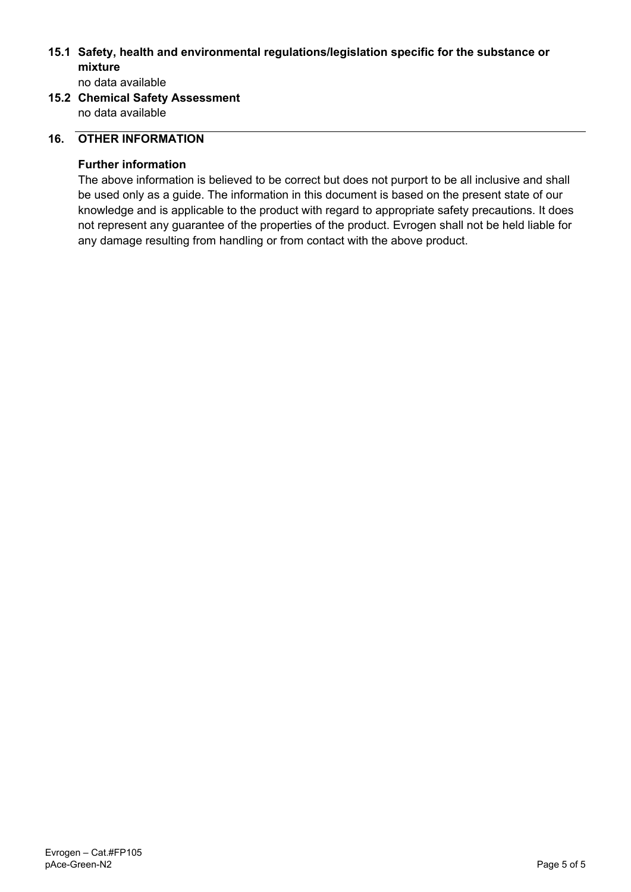### 15.1 Safety, health and environmental regulations/legislation specific for the substance or mixture

no data available

### 15.2 Chemical Safety Assessment

no data available

## 16. OTHER INFORMATION

**Further information**

The above information is believed to be correct but does not purport to be all inclusive and shall be used only as a guide. The information in this document is based on the present state of our knowledge and is applicable to the product with regard to appropriate safety precautions. It does not represent any guarantee of the properties of the product. Evrogen shall not be held liable for any damage resulting from handling or from contact with the above product.